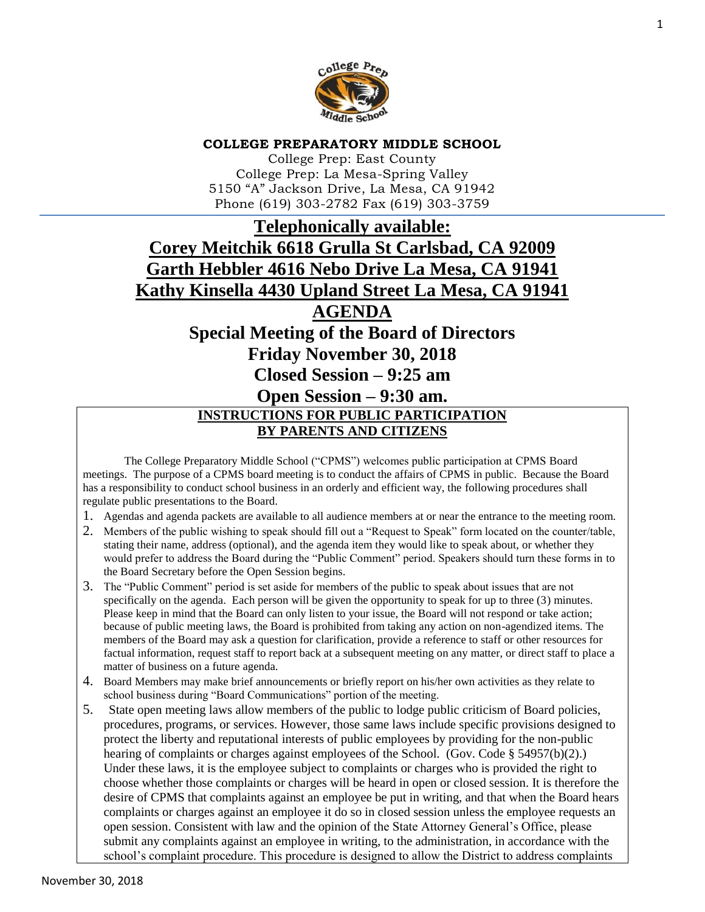**COLLEGE PREPARATORY MIDDLE SCHOOL**

College Prep: East County
College Prep: La Mesa-Spring Valley
5150 "A" Jackson Drive, La Mesa, CA 91942
Phone (619) 303-2782 Fax (619) 303-3759

# Telephonically available:

# Corey Meitchik 6618 Grulla St Carlsbad, CA 92009

# Garth Hebbler 4616 Nebo Drive La Mesa, CA 91941

# Kathy Kinsella 4430 Upland Street La Mesa, CA 91941

# AGENDA

## Special Meeting of the Board of Directors

## Friday November 30, 2018

## Closed Session – 9:25 am

## Open Session – 9:30 am.

### INSTRUCTIONS FOR PUBLIC PARTICIPATION BY PARENTS AND CITIZENS

The College Preparatory Middle School ("CPMS") welcomes public participation at CPMS Board meetings. The purpose of a CPMS board meeting is to conduct the affairs of CPMS in public. Because the Board has a responsibility to conduct school business in an orderly and efficient way, the following procedures shall regulate public presentations to the Board.

1. Agendas and agenda packets are available to all audience members at or near the entrance to the meeting room.
2. Members of the public wishing to speak should fill out a "Request to Speak" form located on the counter/table, stating their name, address (optional), and the agenda item they would like to speak about, or whether they would prefer to address the Board during the "Public Comment" period. Speakers should turn these forms in to the Board Secretary before the Open Session begins.
3. The "Public Comment" period is set aside for members of the public to speak about issues that are not specifically on the agenda. Each person will be given the opportunity to speak for up to three (3) minutes. Please keep in mind that the Board can only listen to your issue, the Board will not respond or take action; because of public meeting laws, the Board is prohibited from taking any action on non-agendized items. The members of the Board may ask a question for clarification, provide a reference to staff or other resources for factual information, request staff to report back at a subsequent meeting on any matter, or direct staff to place a matter of business on a future agenda.
4. Board Members may make brief announcements or briefly report on his/her own activities as they relate to school business during "Board Communications" portion of the meeting.
5. State open meeting laws allow members of the public to lodge public criticism of Board policies, procedures, programs, or services. However, those same laws include specific provisions designed to protect the liberty and reputational interests of public employees by providing for the non-public hearing of complaints or charges against employees of the School. (Gov. Code § 54957(b)(2).) Under these laws, it is the employee subject to complaints or charges who is provided the right to choose whether those complaints or charges will be heard in open or closed session. It is therefore the desire of CPMS that complaints against an employee be put in writing, and that when the Board hears complaints or charges against an employee it do so in closed session unless the employee requests an open session. Consistent with law and the opinion of the State Attorney General's Office, please submit any complaints against an employee in writing, to the administration, in accordance with the school's complaint procedure. This procedure is designed to allow the District to address complaints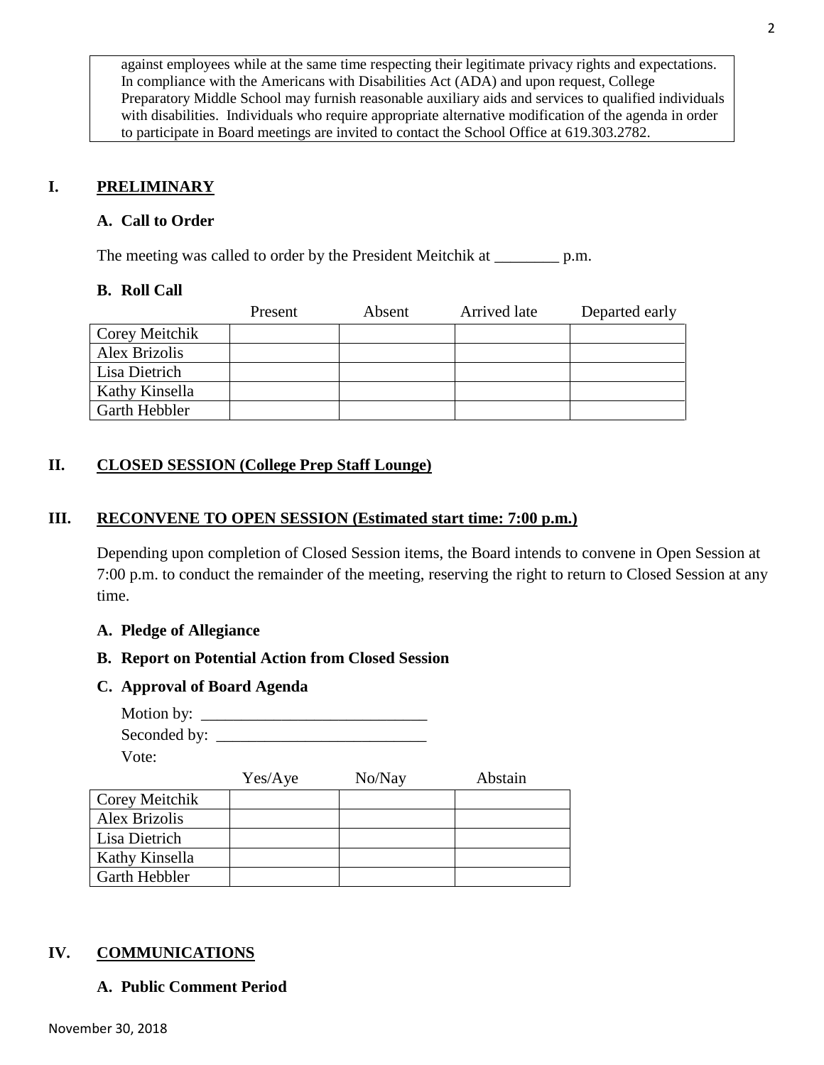against employees while at the same time respecting their legitimate privacy rights and expectations. In compliance with the Americans with Disabilities Act (ADA) and upon request, College Preparatory Middle School may furnish reasonable auxiliary aids and services to qualified individuals with disabilities. Individuals who require appropriate alternative modification of the agenda in order to participate in Board meetings are invited to contact the School Office at 619.303.2782.

## I. PRELIMINARY

### A. Call to Order

The meeting was called to order by the President Meitchik at ________ p.m.

### B. Roll Call

| | Present | Absent | Arrived late | Departed early |
|---|---|---|---|---|
| Corey Meitchik | | | | |
| Alex Brizolis | | | | |
| Lisa Dietrich | | | | |
| Kathy Kinsella | | | | |
| Garth Hebbler | | | | |

## II. CLOSED SESSION (College Prep Staff Lounge)

## III. RECONVENE TO OPEN SESSION (Estimated start time: 7:00 p.m.)

Depending upon completion of Closed Session items, the Board intends to convene in Open Session at 7:00 p.m. to conduct the remainder of the meeting, reserving the right to return to Closed Session at any time.

### A. Pledge of Allegiance

### B. Report on Potential Action from Closed Session

### C. Approval of Board Agenda

Motion by: ___________________________

Seconded by: __________________________

Vote:

| | Yes/Aye | No/Nay | Abstain |
|---|---|---|---|
| Corey Meitchik | | | |
| Alex Brizolis | | | |
| Lisa Dietrich | | | |
| Kathy Kinsella | | | |
| Garth Hebbler | | | |

## IV. COMMUNICATIONS

### A. Public Comment Period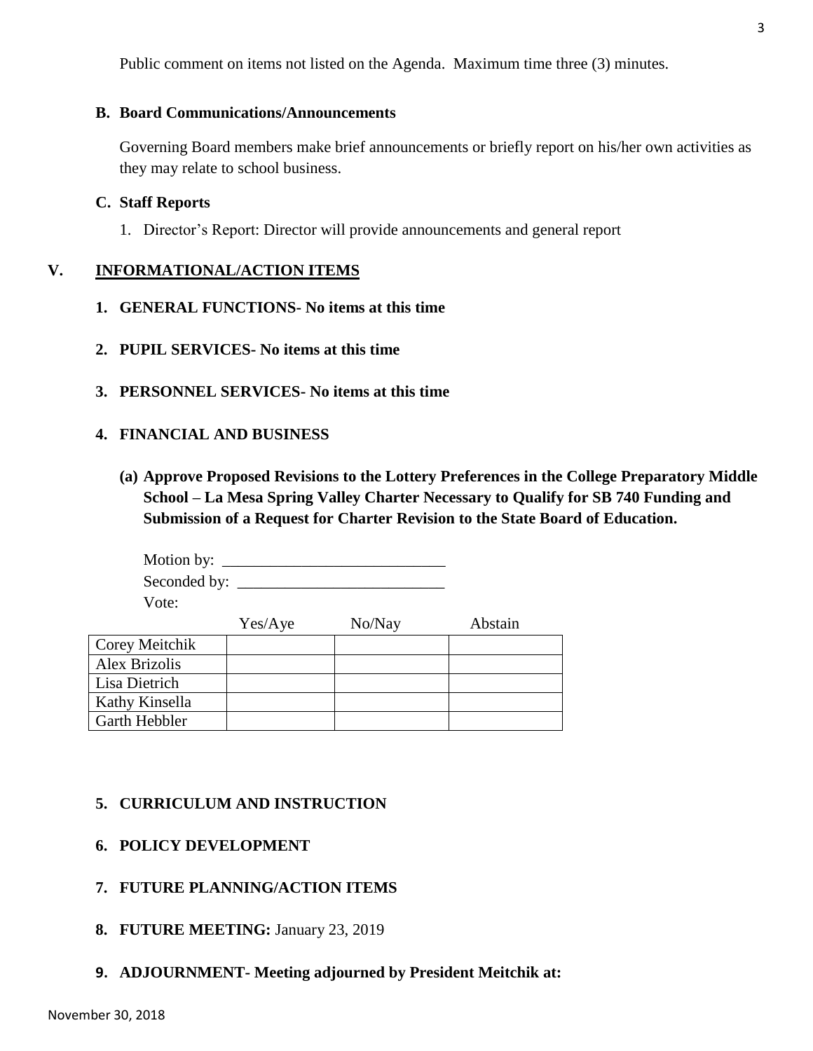Public comment on items not listed on the Agenda. Maximum time three (3) minutes.

**B. Board Communications/Announcements**

Governing Board members make brief announcements or briefly report on his/her own activities as they may relate to school business.

**C. Staff Reports**

1. Director's Report: Director will provide announcements and general report

## V. INFORMATIONAL/ACTION ITEMS

**1. GENERAL FUNCTIONS- No items at this time**

**2. PUPIL SERVICES- No items at this time**

**3. PERSONNEL SERVICES- No items at this time**

**4. FINANCIAL AND BUSINESS**

**(a) Approve Proposed Revisions to the Lottery Preferences in the College Preparatory Middle School – La Mesa Spring Valley Charter Necessary to Qualify for SB 740 Funding and Submission of a Request for Charter Revision to the State Board of Education.**

Motion by: ____________________________

Seconded by: __________________________

Vote:

| | Yes/Aye | No/Nay | Abstain |
|---|---|---|---|
| Corey Meitchik | | | |
| Alex Brizolis | | | |
| Lisa Dietrich | | | |
| Kathy Kinsella | | | |
| Garth Hebbler | | | |

**5. CURRICULUM AND INSTRUCTION**

**6. POLICY DEVELOPMENT**

**7. FUTURE PLANNING/ACTION ITEMS**

**8. FUTURE MEETING:** January 23, 2019

**9. ADJOURNMENT- Meeting adjourned by President Meitchik at:**